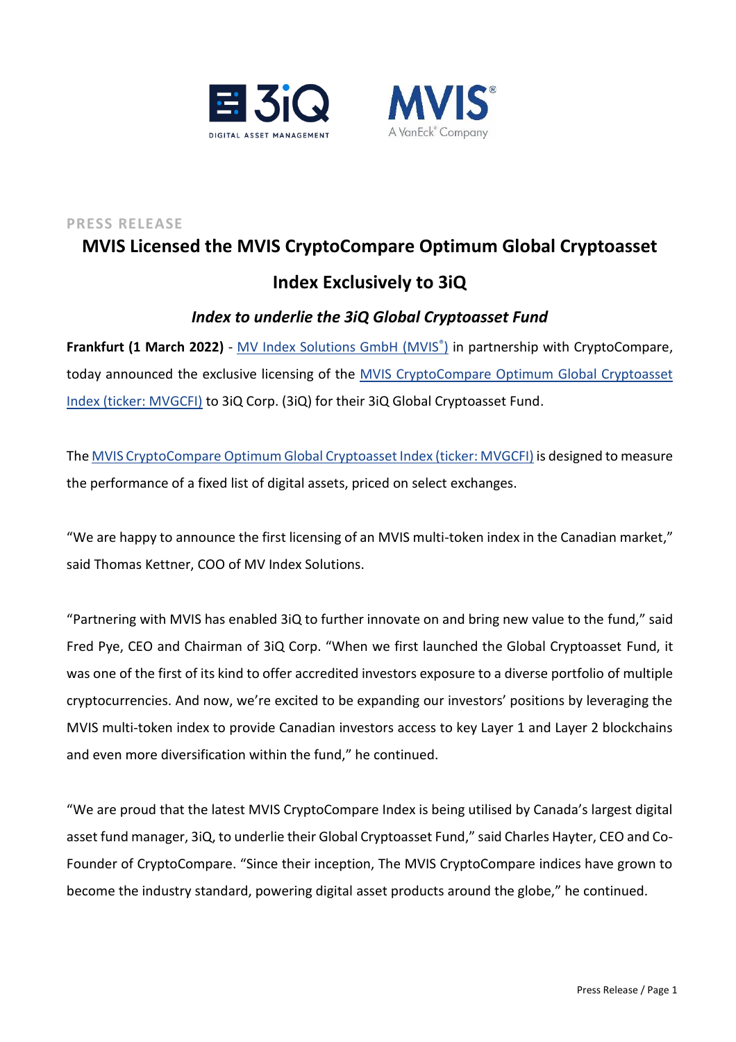PRESS RELEASE

# MVIS Licensed the MVIS CryptoCompare Optimum Global Cryptoasset Index Exclusively to 3iQ

### *Index to underlie the 3iQ Global Cryptoasset Fund*

**Frankfurt (1 March 2022)** - MV Index Solutions GmbH (MVIS®) in partnership with CryptoCompare, today announced the exclusive licensing of the MVIS CryptoCompare Optimum Global Cryptoasset Index (ticker: MVGCFI) to 3iQ Corp. (3iQ) for their 3iQ Global Cryptoasset Fund.

The MVIS CryptoCompare Optimum Global Cryptoasset Index (ticker: MVGCFI) is designed to measure the performance of a fixed list of digital assets, priced on select exchanges.

"We are happy to announce the first licensing of an MVIS multi-token index in the Canadian market," said Thomas Kettner, COO of MV Index Solutions.

"Partnering with MVIS has enabled 3iQ to further innovate on and bring new value to the fund," said Fred Pye, CEO and Chairman of 3iQ Corp. "When we first launched the Global Cryptoasset Fund, it was one of the first of its kind to offer accredited investors exposure to a diverse portfolio of multiple cryptocurrencies. And now, we're excited to be expanding our investors' positions by leveraging the MVIS multi-token index to provide Canadian investors access to key Layer 1 and Layer 2 blockchains and even more diversification within the fund," he continued.

"We are proud that the latest MVIS CryptoCompare Index is being utilised by Canada's largest digital asset fund manager, 3iQ, to underlie their Global Cryptoasset Fund," said Charles Hayter, CEO and Co-Founder of CryptoCompare. "Since their inception, The MVIS CryptoCompare indices have grown to become the industry standard, powering digital asset products around the globe," he continued.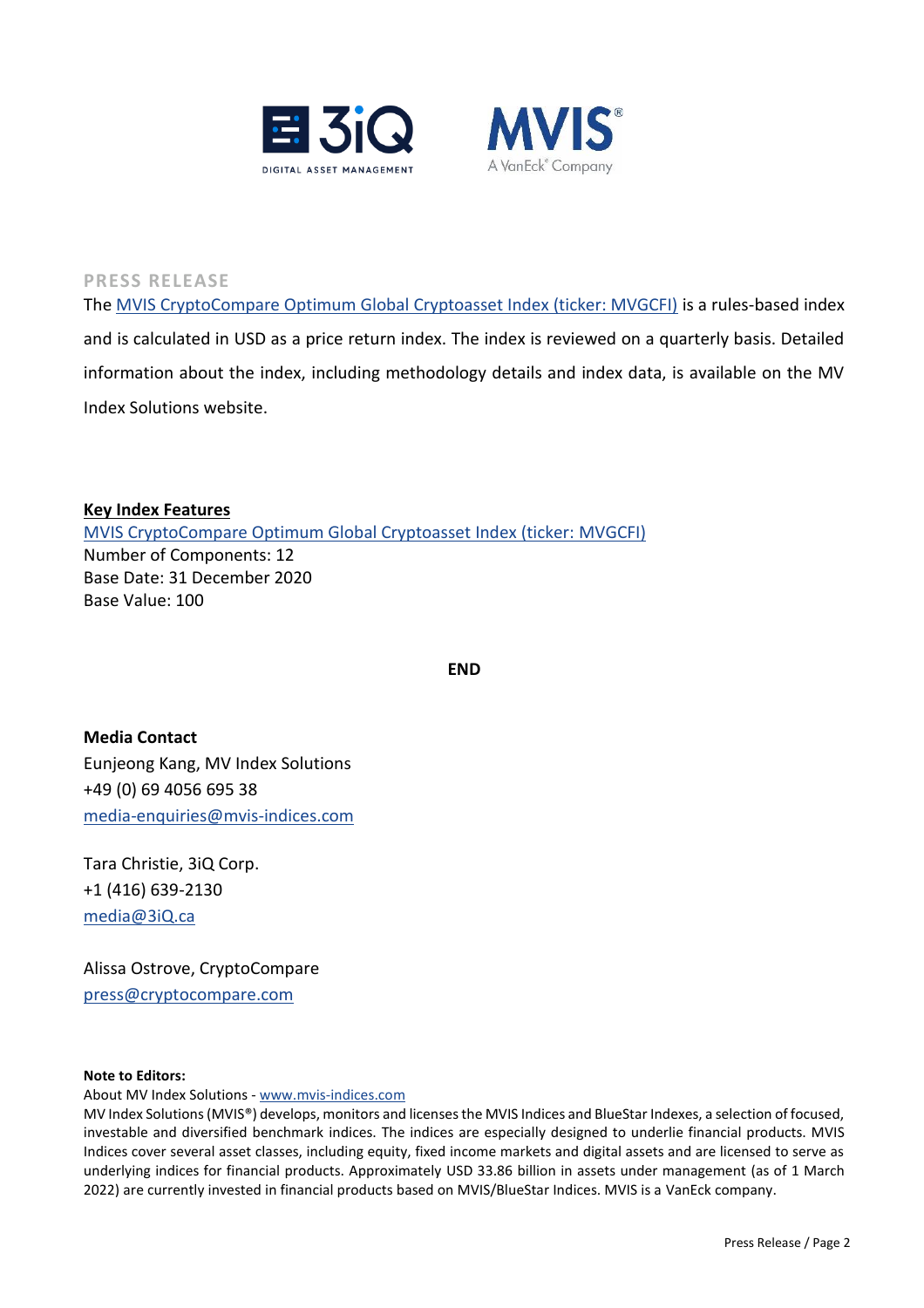**PRESS RELEASE**

The MVIS CryptoCompare Optimum Global Cryptoasset Index (ticker: MVGCFI) is a rules-based index and is calculated in USD as a price return index. The index is reviewed on a quarterly basis. Detailed information about the index, including methodology details and index data, is available on the MV Index Solutions website.

**Key Index Features**

MVIS CryptoCompare Optimum Global Cryptoasset Index (ticker: MVGCFI)
Number of Components: 12
Base Date: 31 December 2020
Base Value: 100

**END**

**Media Contact**

Eunjeong Kang, MV Index Solutions
+49 (0) 69 4056 695 38
media-enquiries@mvis-indices.com

Tara Christie, 3iQ Corp.
+1 (416) 639-2130
media@3iQ.ca

Alissa Ostrove, CryptoCompare
press@cryptocompare.com

**Note to Editors:**

About MV Index Solutions - www.mvis-indices.com

MV Index Solutions (MVIS®) develops, monitors and licenses the MVIS Indices and BlueStar Indexes, a selection of focused, investable and diversified benchmark indices. The indices are especially designed to underlie financial products. MVIS Indices cover several asset classes, including equity, fixed income markets and digital assets and are licensed to serve as underlying indices for financial products. Approximately USD 33.86 billion in assets under management (as of 1 March 2022) are currently invested in financial products based on MVIS/BlueStar Indices. MVIS is a VanEck company.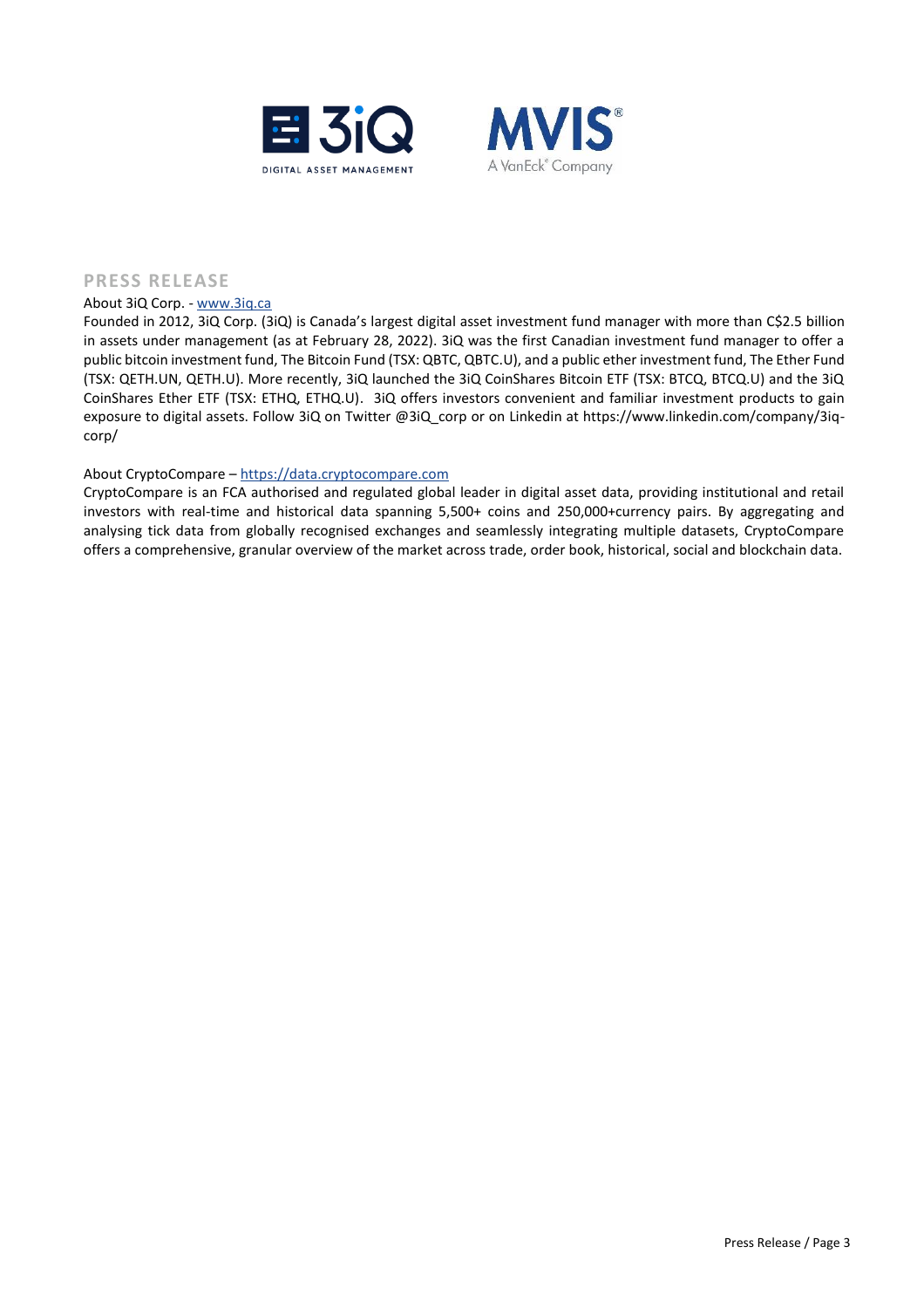**PRESS RELEASE**

About 3iQ Corp. - [www.3iq.ca](http://www.3iq.ca)

Founded in 2012, 3iQ Corp. (3iQ) is Canada's largest digital asset investment fund manager with more than C$2.5 billion in assets under management (as at February 28, 2022). 3iQ was the first Canadian investment fund manager to offer a public bitcoin investment fund, The Bitcoin Fund (TSX: QBTC, QBTC.U), and a public ether investment fund, The Ether Fund (TSX: QETH.UN, QETH.U). More recently, 3iQ launched the 3iQ CoinShares Bitcoin ETF (TSX: BTCQ, BTCQ.U) and the 3iQ CoinShares Ether ETF (TSX: ETHQ, ETHQ.U). 3iQ offers investors convenient and familiar investment products to gain exposure to digital assets. Follow 3iQ on Twitter @3iQ_corp or on Linkedin at https://www.linkedin.com/company/3iq-corp/

About CryptoCompare – [https://data.cryptocompare.com](https://data.cryptocompare.com)

CryptoCompare is an FCA authorised and regulated global leader in digital asset data, providing institutional and retail investors with real-time and historical data spanning 5,500+ coins and 250,000+currency pairs. By aggregating and analysing tick data from globally recognised exchanges and seamlessly integrating multiple datasets, CryptoCompare offers a comprehensive, granular overview of the market across trade, order book, historical, social and blockchain data.